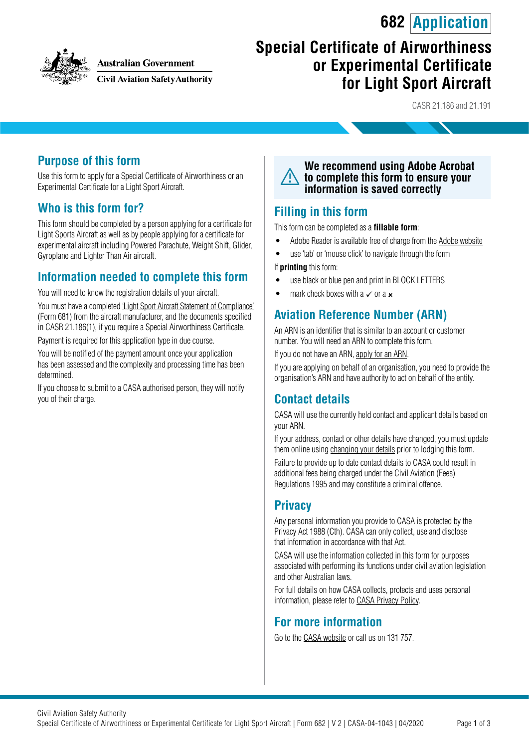682 Application

Australian Government
Civil Aviation Safety Authority

# Special Certificate of Airworthiness or Experimental Certificate for Light Sport Aircraft

CASR 21.186 and 21.191

## Purpose of this form

Use this form to apply for a Special Certificate of Airworthiness or an Experimental Certificate for a Light Sport Aircraft.

## Who is this form for?

This form should be completed by a person applying for a certificate for Light Sports Aircraft as well as by people applying for a certificate for experimental aircraft including Powered Parachute, Weight Shift, Glider, Gyroplane and Lighter Than Air aircraft.

## Information needed to complete this form

You will need to know the registration details of your aircraft.

You must have a completed 'Light Sport Aircraft Statement of Compliance' (Form 681) from the aircraft manufacturer, and the documents specified in CASR 21.186(1), if you require a Special Airworthiness Certificate.

Payment is required for this application type in due course.

You will be notified of the payment amount once your application has been assessed and the complexity and processing time has been determined.

If you choose to submit to a CASA authorised person, they will notify you of their charge.

**We recommend using Adobe Acrobat to complete this form to ensure your information is saved correctly**

## Filling in this form

This form can be completed as a **fillable form**:

- Adobe Reader is available free of charge from the Adobe website
- use 'tab' or 'mouse click' to navigate through the form

If **printing** this form:

- use black or blue pen and print in BLOCK LETTERS
- mark check boxes with a ✓ or a ✗

## Aviation Reference Number (ARN)

An ARN is an identifier that is similar to an account or customer number. You will need an ARN to complete this form.

If you do not have an ARN, apply for an ARN.

If you are applying on behalf of an organisation, you need to provide the organisation's ARN and have authority to act on behalf of the entity.

## Contact details

CASA will use the currently held contact and applicant details based on your ARN.

If your address, contact or other details have changed, you must update them online using changing your details prior to lodging this form.

Failure to provide up to date contact details to CASA could result in additional fees being charged under the Civil Aviation (Fees) Regulations 1995 and may constitute a criminal offence.

## Privacy

Any personal information you provide to CASA is protected by the Privacy Act 1988 (Cth). CASA can only collect, use and disclose that information in accordance with that Act.

CASA will use the information collected in this form for purposes associated with performing its functions under civil aviation legislation and other Australian laws.

For full details on how CASA collects, protects and uses personal information, please refer to CASA Privacy Policy.

## For more information

Go to the CASA website or call us on 131 757.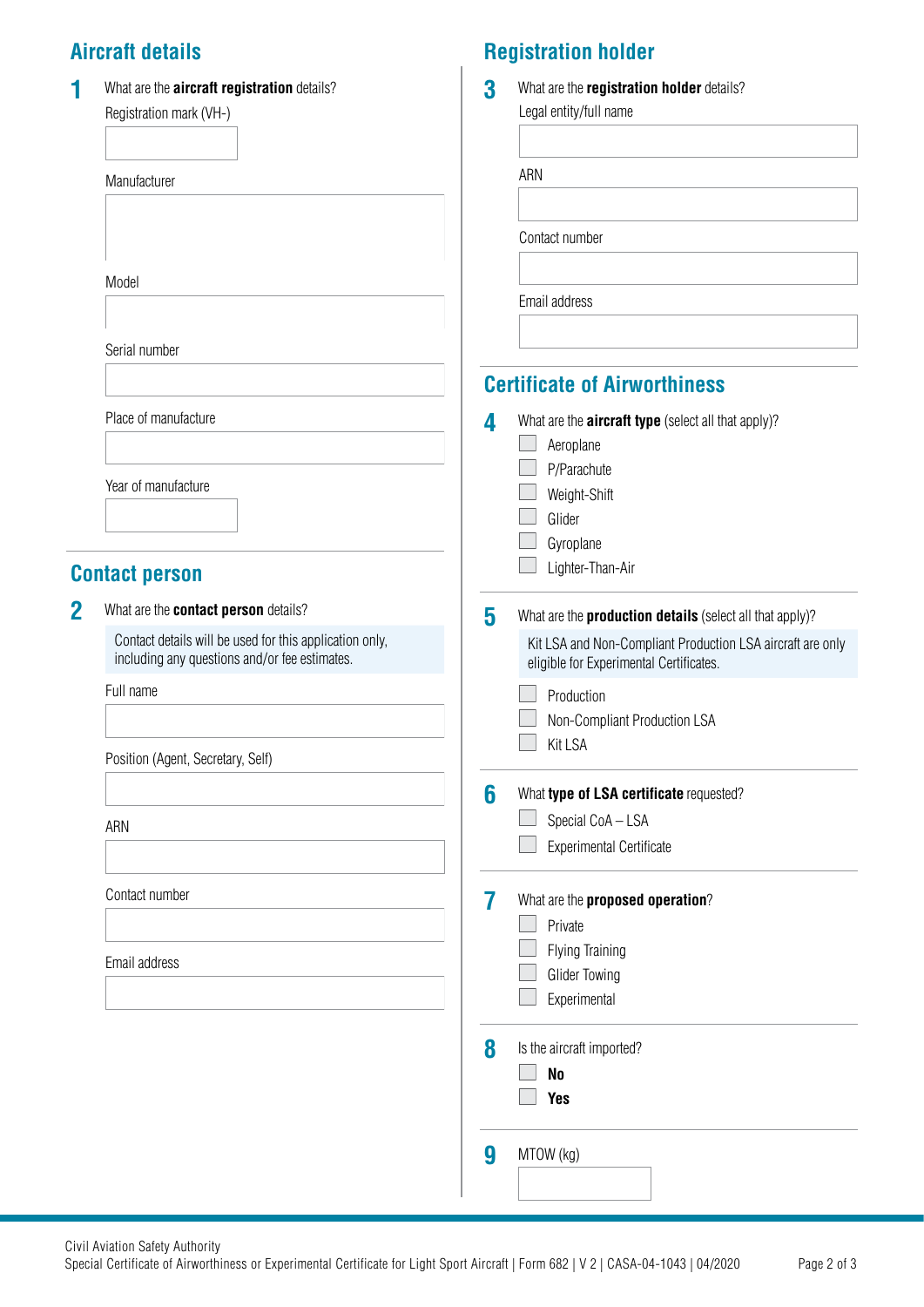## Aircraft details

**1** What are the **aircraft registration** details?

Registration mark (VH-)

Manufacturer

Model

Serial number

Place of manufacture

Year of manufacture

## Contact person

**2** What are the **contact person** details?

Contact details will be used for this application only, including any questions and/or fee estimates.

Full name

Position (Agent, Secretary, Self)

ARN

Contact number

Email address

## Registration holder

**3** What are the **registration holder** details?

Legal entity/full name

ARN

Contact number

Email address

## Certificate of Airworthiness

**4** What are the **aircraft type** (select all that apply)?

- ☐ Aeroplane
- ☐ P/Parachute
- ☐ Weight-Shift
- ☐ Glider
- ☐ Gyroplane
- ☐ Lighter-Than-Air

**5** What are the **production details** (select all that apply)?

Kit LSA and Non-Compliant Production LSA aircraft are only eligible for Experimental Certificates.

- ☐ Production
- ☐ Non-Compliant Production LSA
- ☐ Kit LSA

**6** What **type of LSA certificate** requested?

- ☐ Special CoA – LSA
- ☐ Experimental Certificate

**7** What are the **proposed operation**?

- ☐ Private
- ☐ Flying Training
- ☐ Glider Towing
- ☐ Experimental

**8** Is the aircraft imported?

- ☐ **No**
- ☐ **Yes**

**9** MTOW (kg)

Civil Aviation Safety Authority
Special Certificate of Airworthiness or Experimental Certificate for Light Sport Aircraft | Form 682 | V 2 | CASA-04-1043 | 04/2020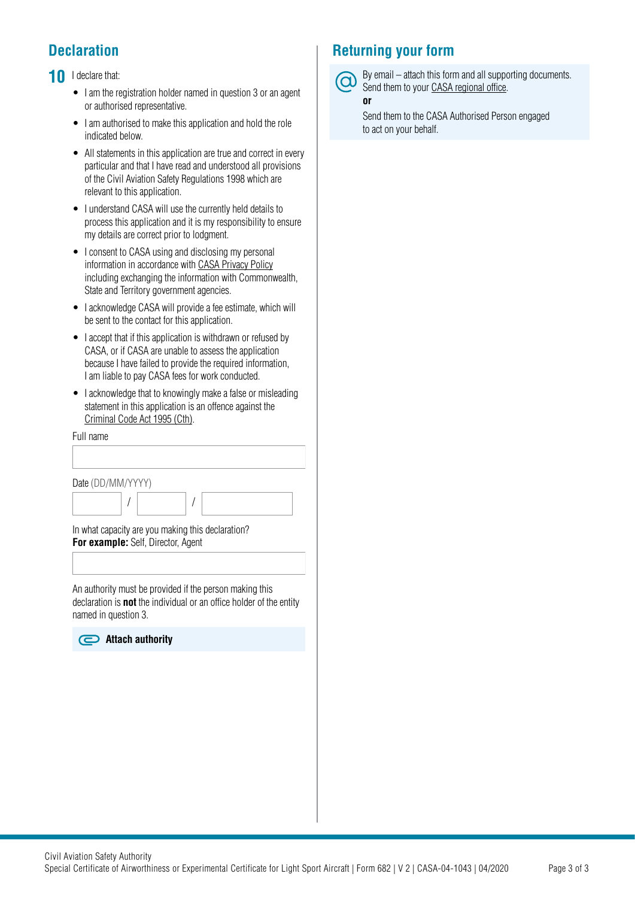## Declaration

**10** I declare that:

- I am the registration holder named in question 3 or an agent or authorised representative.
- I am authorised to make this application and hold the role indicated below.
- All statements in this application are true and correct in every particular and that I have read and understood all provisions of the Civil Aviation Safety Regulations 1998 which are relevant to this application.
- I understand CASA will use the currently held details to process this application and it is my responsibility to ensure my details are correct prior to lodgment.
- I consent to CASA using and disclosing my personal information in accordance with CASA Privacy Policy including exchanging the information with Commonwealth, State and Territory government agencies.
- I acknowledge CASA will provide a fee estimate, which will be sent to the contact for this application.
- I accept that if this application is withdrawn or refused by CASA, or if CASA are unable to assess the application because I have failed to provide the required information, I am liable to pay CASA fees for work conducted.
- I acknowledge that to knowingly make a false or misleading statement in this application is an offence against the Criminal Code Act 1995 (Cth).

Full name

Date (DD/MM/YYYY)

/ /

In what capacity are you making this declaration?
**For example:** Self, Director, Agent

An authority must be provided if the person making this declaration is **not** the individual or an office holder of the entity named in question 3.

**Attach authority**

## Returning your form

By email – attach this form and all supporting documents. Send them to your CASA regional office.
**or**
Send them to the CASA Authorised Person engaged to act on your behalf.

Civil Aviation Safety Authority
Special Certificate of Airworthiness or Experimental Certificate for Light Sport Aircraft | Form 682 | V 2 | CASA-04-1043 | 04/2020